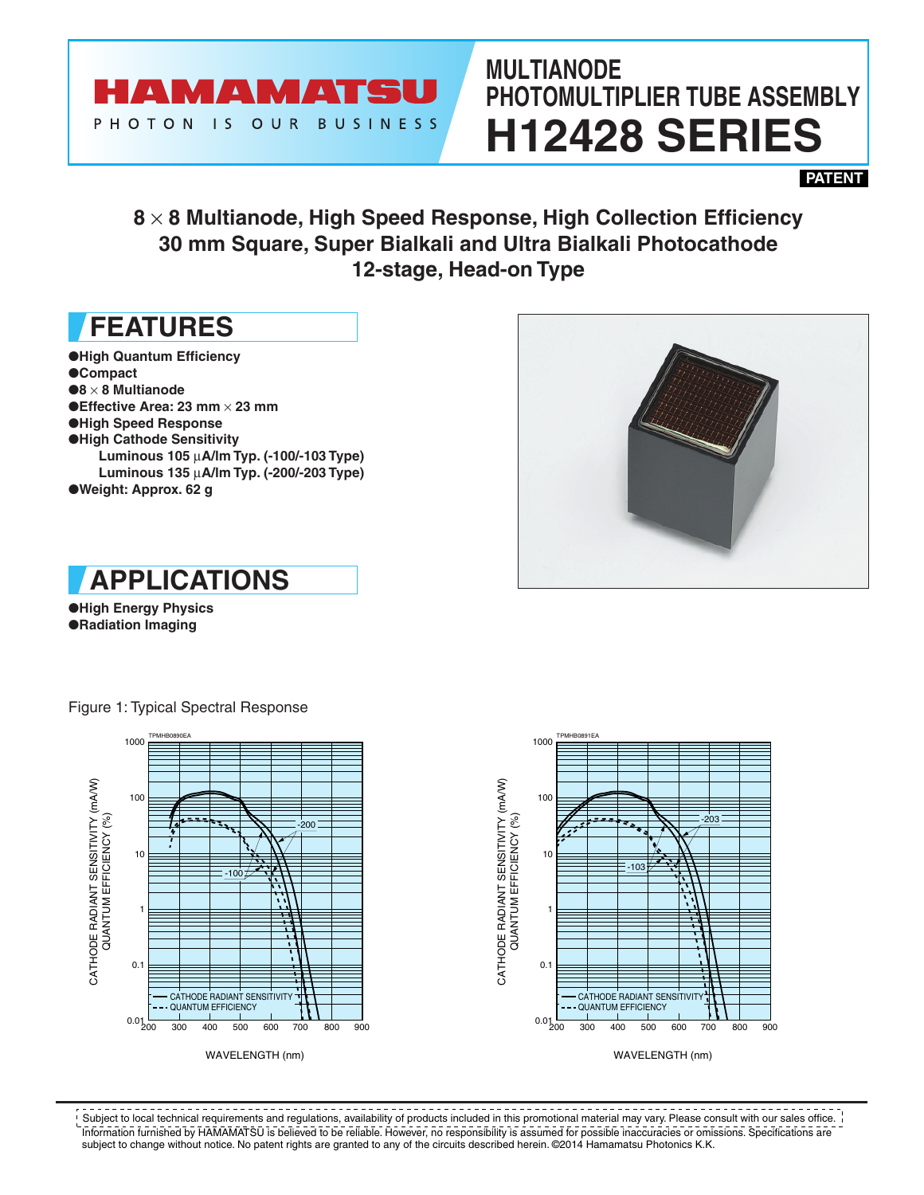# MULTIANODE PHOTOMULTIPLIER TUBE ASSEMBLY
# H12428 SERIES

**PATENT**

## 8 × 8 Multianode, High Speed Response, High Collection Efficiency
## 30 mm Square, Super Bialkali and Ultra Bialkali Photocathode
## 12-stage, Head-on Type

## FEATURES

- High Quantum Efficiency
- Compact
- 8 × 8 Multianode
- Effective Area: 23 mm × 23 mm
- High Speed Response
- High Cathode Sensitivity
  - Luminous 105 µA/lm Typ. (-100/-103 Type)
  - Luminous 135 µA/lm Typ. (-200/-203 Type)
- Weight: Approx. 62 g

## APPLICATIONS

- High Energy Physics
- Radiation Imaging

Figure 1: Typical Spectral Response

---

Subject to local technical requirements and regulations, availability of products included in this promotional material may vary. Please consult with our sales office.
Information furnished by HAMAMATSU is believed to be reliable. However, no responsibility is assumed for possible inaccuracies or omissions. Specifications are subject to change without notice. No patent rights are granted to any of the circuits described herein. ©2014 Hamamatsu Photonics K.K.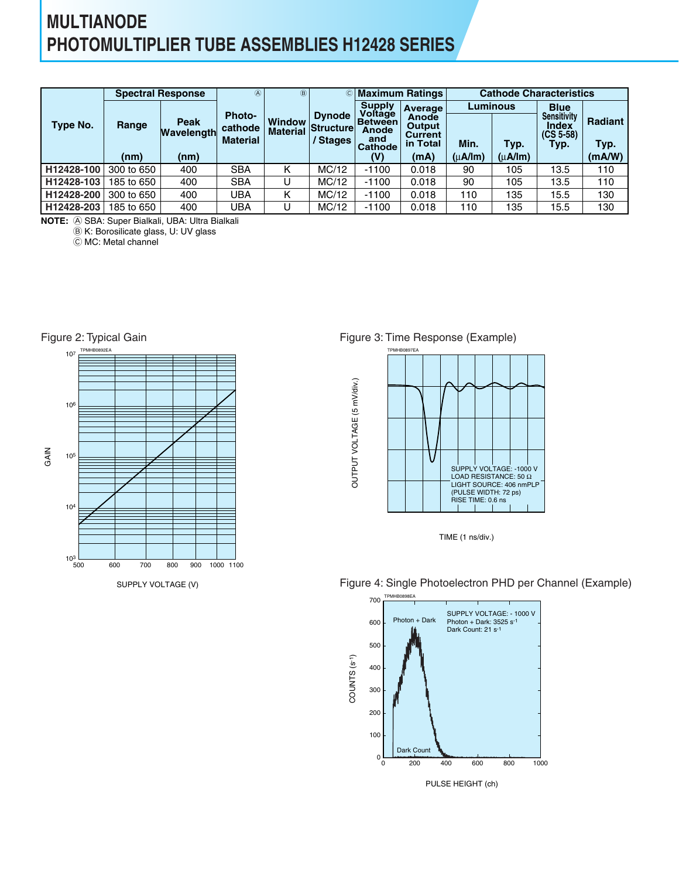# MULTIANODE PHOTOMULTIPLIER TUBE ASSEMBLIES H12428 SERIES

| Type No. | Spectral Response | | Ⓐ Photo-cathode Material | Ⓑ Window Material | Ⓒ Dynode Structure / Stages | Maximum Ratings | | Cathode Characteristics | | | |
|---|---|---|---|---|---|---|---|---|---|---|---|
| | Range (nm) | Peak Wavelength (nm) | | | | Supply Voltage Between Anode and Cathode (V) | Average Anode Output Current in Total (mA) | Luminous Min. (µA/lm) | Luminous Typ. (µA/lm) | Blue Sensitivity Index (CS 5-58) Typ. | Radiant Typ. (mA/W) |
| H12428-100 | 300 to 650 | 400 | SBA | K | MC/12 | -1100 | 0.018 | 90 | 105 | 13.5 | 110 |
| H12428-103 | 185 to 650 | 400 | SBA | U | MC/12 | -1100 | 0.018 | 90 | 105 | 13.5 | 110 |
| H12428-200 | 300 to 650 | 400 | UBA | K | MC/12 | -1100 | 0.018 | 110 | 135 | 15.5 | 130 |
| H12428-203 | 185 to 650 | 400 | UBA | U | MC/12 | -1100 | 0.018 | 110 | 135 | 15.5 | 130 |

**NOTE:** Ⓐ SBA: Super Bialkali, UBA: Ultra Bialkali
Ⓑ K: Borosilicate glass, U: UV glass
Ⓒ MC: Metal channel

Figure 2: Typical Gain

Figure 3: Time Response (Example)

Figure 4: Single Photoelectron PHD per Channel (Example)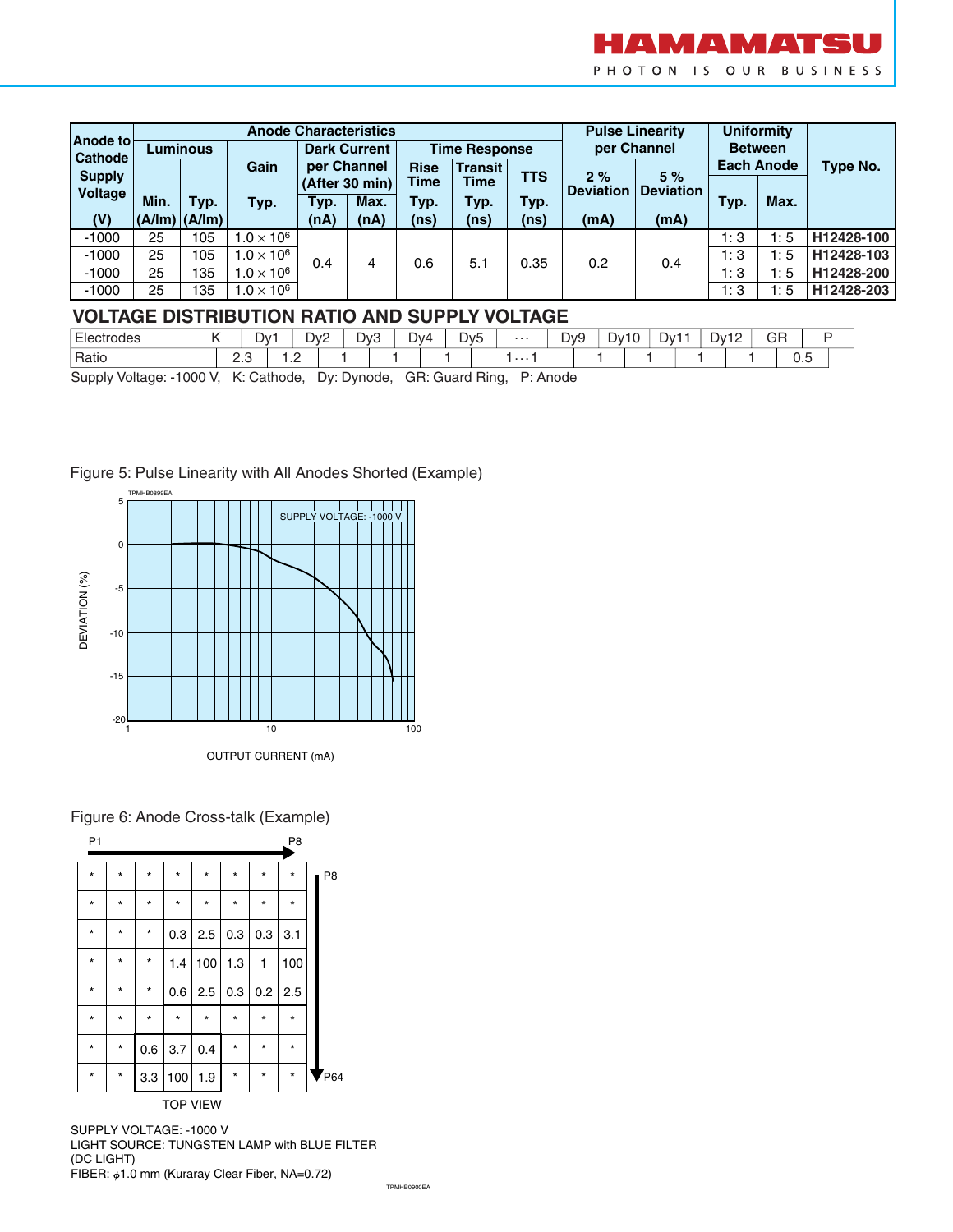| Anode to Cathode Supply Voltage | Anode Characteristics | | | | | | | | | Pulse Linearity per Channel | | Uniformity Between Each Anode | | Type No. |
|---|---|---|---|---|---|---|---|---|---|---|---|---|---|---|
| | Luminous | | Gain | Dark Current per Channel (After 30 min) | | Time Response | | | | | | | | |
| | Min. | Typ. | Typ. | Typ. | Max. | Rise Time Typ. | Transit Time Typ. | TTS Typ. | | 2 % Deviation | 5 % Deviation | Typ. | Max. | |
| (V) | (A/lm) | (A/lm) | | (nA) | (nA) | (ns) | (ns) | (ns) | | (mA) | (mA) | | | |
| -1000 | 25 | 105 | $1.0 \times 10^6$ | 0.4 | 4 | 0.6 | 5.1 | 0.35 | | 0.2 | 0.4 | 1: 3 | 1: 5 | H12428-100 |
| -1000 | 25 | 105 | $1.0 \times 10^6$ | 0.4 | 4 | 0.6 | 5.1 | 0.35 | | 0.2 | 0.4 | 1: 3 | 1: 5 | H12428-103 |
| -1000 | 25 | 135 | $1.0 \times 10^6$ | 0.4 | 4 | 0.6 | 5.1 | 0.35 | | 0.2 | 0.4 | 1: 3 | 1: 5 | H12428-200 |
| -1000 | 25 | 135 | $1.0 \times 10^6$ | 0.4 | 4 | 0.6 | 5.1 | 0.35 | | 0.2 | 0.4 | 1: 3 | 1: 5 | H12428-203 |

## VOLTAGE DISTRIBUTION RATIO AND SUPPLY VOLTAGE

| Electrodes | K | | Dy1 | | Dy2 | | Dy3 | | Dy4 | | Dy5 | | ··· | | Dy9 | | Dy10 | | Dy11 | | Dy12 | | GR | | P |
|---|---|---|---|---|---|---|---|---|---|---|---|---|---|---|---|---|---|---|---|---|---|---|---|---|---|
| Ratio | | 2.3 | | 1.2 | | 1 | | 1 | | 1 | | | 1···1 | | | 1 | | 1 | | 1 | | 1 | | 0.5 | |

Supply Voltage: -1000 V, K: Cathode, Dy: Dynode, GR: Guard Ring, P: Anode

Figure 5: Pulse Linearity with All Anodes Shorted (Example)

Figure 6: Anode Cross-talk (Example)

| * | * | * | * | * | * | * | * |
|---|---|---|---|---|---|---|---|
| * | * | * | * | * | * | * | * |
| * | * | * | 0.3 | 2.5 | 0.3 | 0.3 | 3.1 |
| * | * | * | 1.4 | 100 | 1.3 | 1 | 100 |
| * | * | * | 0.6 | 2.5 | 0.3 | 0.2 | 2.5 |
| * | * | * | * | * | * | * | * |
| * | * | 0.6 | 3.7 | 0.4 | * | * | * |
| * | * | 3.3 | 100 | 1.9 | * | * | * |

P1 → P8, P8 → P64

TOP VIEW

SUPPLY VOLTAGE: -1000 V
LIGHT SOURCE: TUNGSTEN LAMP with BLUE FILTER (DC LIGHT)
FIBER: $\phi$1.0 mm (Kuraray Clear Fiber, NA=0.72)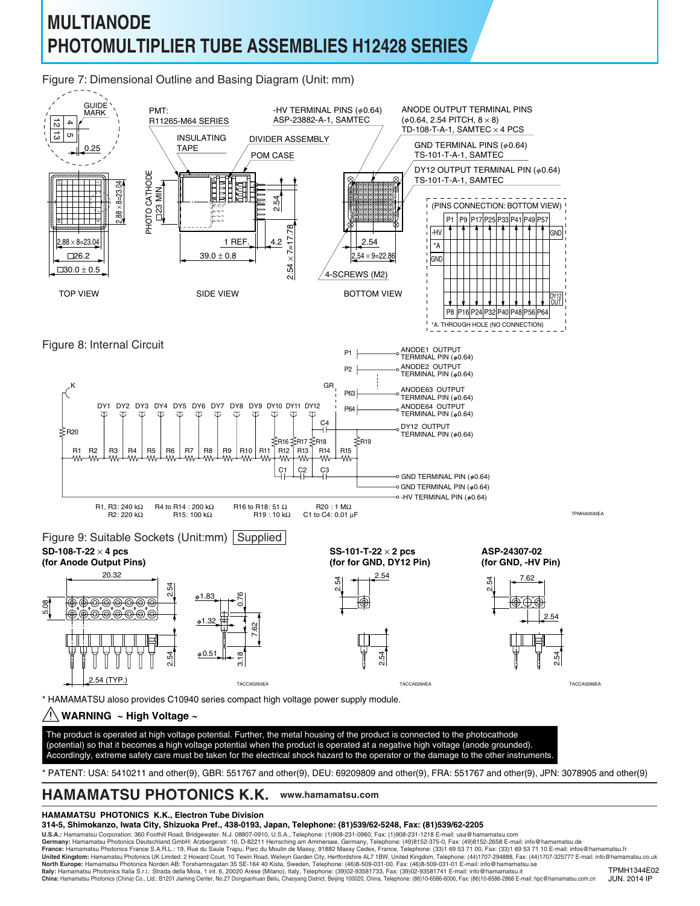# MULTIANODE PHOTOMULTIPLIER TUBE ASSEMBLIES H12428 SERIES

Figure 7: Dimensional Outline and Basing Diagram (Unit: mm)

GUIDE MARK
0.25
2.88 × 8=23.04
2.88 × 8=23.04
□26.2
□30.0 ± 0.5
TOP VIEW

PMT: R11265-M64 SERIES
INSULATING TAPE
DIVIDER ASSEMBLY
POM CASE
PHOTO CATHODE □23 MIN.
2.54
1 REF.
4.2
39.0 ± 0.8
2.54 × 7=17.78
SIDE VIEW

-HV TERMINAL PINS (ϕ0.64) ASP-23882-A-1, SAMTEC
ANODE OUTPUT TERMINAL PINS (ϕ0.64, 2.54 PITCH, 8 × 8) TD-108-T-A-1, SAMTEC × 4 PCS
GND TERMINAL PINS (ϕ0.64) TS-101-T-A-1, SAMTEC
DY12 OUTPUT TERMINAL PIN (ϕ0.64) TS-101-T-A-1, SAMTEC
2.54
2.54 × 9=22.86
4-SCREWS (M2)
BOTTOM VIEW

(PINS CONNECTION: BOTTOM VIEW)
P1 P9 P17 P25 P33 P41 P49 P57
-HV
*A
GND
GND
DY12 OUT
P8 P16 P24 P32 P40 P48 P56 P64
*A: THROUGH HOLE (NO CONNECTION)

Figure 8: Internal Circuit

K
GR
DY1 DY2 DY3 DY4 DY5 DY6 DY7 DY8 DY9 DY10 DY11 DY12
R20
R1 R2 R3 R4 R5 R6 R7 R8 R9 R10 R11 R12 R13 R14 R15
R16 R17 R18 R19
C1 C2 C3 C4
P1 ANODE1 OUTPUT TERMINAL PIN (ϕ0.64)
P2 ANODE2 OUTPUT TERMINAL PIN (ϕ0.64)
P63 ANODE63 OUTPUT TERMINAL PIN (ϕ0.64)
P64 ANODE64 OUTPUT TERMINAL PIN (ϕ0.64)
DY12 OUTPUT TERMINAL PIN (ϕ0.64)
GND TERMINAL PIN (ϕ0.64)
GND TERMINAL PIN (ϕ0.64)
-HV TERMINAL PIN (ϕ0.64)

R1, R3: 240 kΩ
R2: 220 kΩ
R4 to R14 : 200 kΩ
R15: 100 kΩ
R16 to R18: 51 Ω
R19 : 10 kΩ
R20 : 1 MΩ
C1 to C4: 0.01 μF

TPMHA0592EA

Figure 9: Suitable Sockets (Unit:mm) Supplied

**SD-108-T-22 × 4 pcs (for Anode Output Pins)**

20.32
2.54
5.08
ϕ1.83
0.76
ϕ1.32
7.62
ϕ0.51
3.18
2.54
2.54 (TYP.)
TACCA0263EA

**SS-101-T-22 × 2 pcs (for for GND, DY12 Pin)**

2.54
2.54
2.54
TACCA0264EA

**ASP-24307-02 (for GND, -HV Pin)**

2.54
7.62
2.54
2.54
TACCA0266EA

* HAMAMATSU aloso provides C10940 series compact high voltage power supply module.

**WARNING ~ High Voltage ~**

The product is operated at high voltage potential. Further, the metal housing of the product is connected to the photocathode (potential) so that it becomes a high voltage potential when the product is operated at a negative high voltage (anode grounded). Accordingly, extreme safety care must be taken for the electrical shock hazard to the operator or the damage to the other instruments.

* PATENT: USA: 5410211 and other(9), GBR: 551767 and other(9), DEU: 69209809 and other(9), FRA: 551767 and other(9), JPN: 3078905 and other(9)

## HAMAMATSU PHOTONICS K.K. www.hamamatsu.com

**HAMAMATSU PHOTONICS K.K., Electron Tube Division**
**314-5, Shimokanzo, Iwata City, Shizuoka Pref., 438-0193, Japan, Telephone: (81)539/62-5248, Fax: (81)539/62-2205**

**U.S.A.:** Hamamatsu Corporation: 360 Foothill Road, Bridgewater. N.J. 08807-0910, U.S.A., Telephone: (1)908-231-0960, Fax: (1)908-231-1218 E-mail: usa@hamamatsu.com
**Germany:** Hamamatsu Photonics Deutschland GmbH: Arzbergerstr. 10, D-82211 Herrsching am Ammersee, Germany, Telephone: (49)8152-375-0, Fax: (49)8152-2658 E-mail: info@hamamatsu.de
**France:** Hamamatsu Photonics France S.A.R.L.: 19, Rue du Saule Trapu, Parc du Moulin de Massy, 91882 Massy Cedex, France, Telephone: (33)1 69 53 71 00, Fax: (33)1 69 53 71 10 E-mail: infos@hamamatsu.fr
**United Kingdom:** Hamamatsu Photonics UK Limited: 2 Howard Court, 10 Tewin Road, Welwyn Garden City, Hertfordshire AL7 1BW, United Kingdom, Telephone: (44)1707-294888, Fax: (44)1707-325777 E-mail: info@hamamatsu.co.uk
**North Europe:** Hamamatsu Photonics Norden AB: Torshamnsgatan 35 SE-164 40 Kista, Sweden, Telephone: (46)8-509-031-00, Fax: (46)8-509-031-01 E-mail: info@hamamatsu.se
**Italy:** Hamamatsu Photonics Italia S.r.l.: Strada della Moia, 1 int. 6, 20020 Arese (Milano), Italy, Telephone: (39)02-93581733, Fax: (39)02-93581741 E-mail: info@hamamatsu.it
**China:** Hamamatsu Photonics (China) Co., Ltd.: B1201 Jiaming Center, No.27 Dongsanhuan Beilu, Chaoyang District, Beijing 100020, China, Telephone: (86)10-6586-6006, Fax: (86)10-6586-2866 E-mail: hpc@hamamatsu.com.cn

TPMH1344E02
JUN. 2014 IP